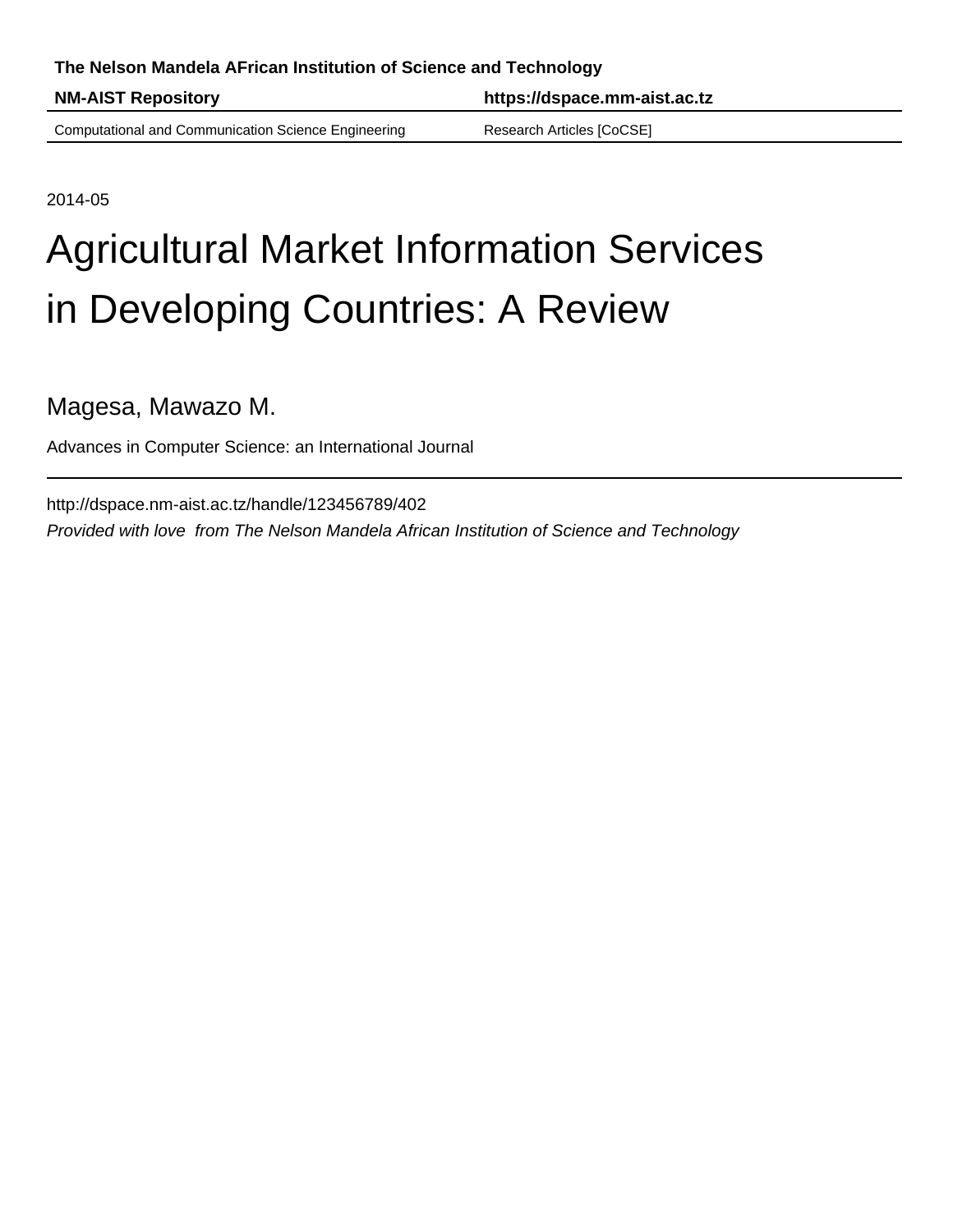The Nelson Mandela AFrican Institution of Science and Technology

**NM-AIST Repository** | **https://dspace.mm-aist.ac.tz**

Computational and Communication Science Engineering | Research Articles [CoCSE]

2014-05

# Agricultural Market Information Services in Developing Countries: A Review

Magesa, Mawazo M.

Advances in Computer Science: an International Journal

http://dspace.nm-aist.ac.tz/handle/123456789/402

*Provided with love from The Nelson Mandela African Institution of Science and Technology*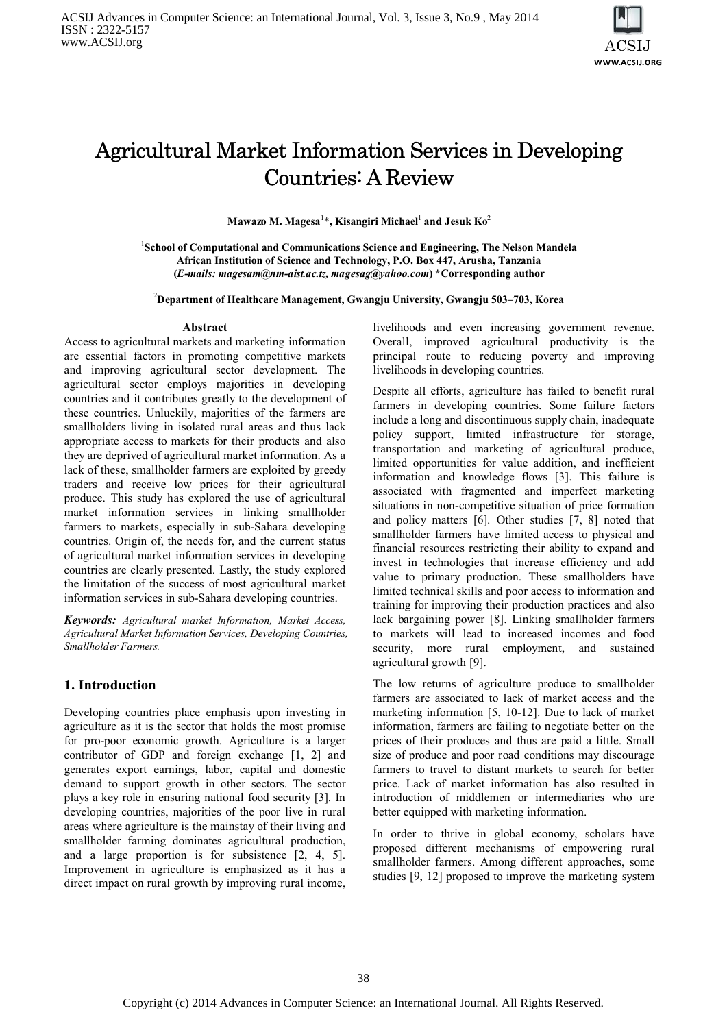# Agricultural Market Information Services in Developing Countries: A Review

**Mawazo M. Magesa[1]\*, Kisangiri Michael[1] and Jesuk Ko[2]**

[1]**School of Computational and Communications Science and Engineering, The Nelson Mandela African Institution of Science and Technology, P.O. Box 447, Arusha, Tanzania (*E-mails: magesam@nm-aist.ac.tz, magesag@yahoo.com*) \*Corresponding author**

[2]**Department of Healthcare Management, Gwangju University, Gwangju 503–703, Korea**

### Abstract

Access to agricultural markets and marketing information are essential factors in promoting competitive markets and improving agricultural sector development. The agricultural sector employs majorities in developing countries and it contributes greatly to the development of these countries. Unluckily, majorities of the farmers are smallholders living in isolated rural areas and thus lack appropriate access to markets for their products and also they are deprived of agricultural market information. As a lack of these, smallholder farmers are exploited by greedy traders and receive low prices for their agricultural produce. This study has explored the use of agricultural market information services in linking smallholder farmers to markets, especially in sub-Sahara developing countries. Origin of, the needs for, and the current status of agricultural market information services in developing countries are clearly presented. Lastly, the study explored the limitation of the success of most agricultural market information services in sub-Sahara developing countries.

***Keywords:*** *Agricultural market Information, Market Access, Agricultural Market Information Services, Developing Countries, Smallholder Farmers.*

## 1. Introduction

Developing countries place emphasis upon investing in agriculture as it is the sector that holds the most promise for pro-poor economic growth. Agriculture is a larger contributor of GDP and foreign exchange [1, 2] and generates export earnings, labor, capital and domestic demand to support growth in other sectors. The sector plays a key role in ensuring national food security [3]. In developing countries, majorities of the poor live in rural areas where agriculture is the mainstay of their living and smallholder farming dominates agricultural production, and a large proportion is for subsistence [2, 4, 5]. Improvement in agriculture is emphasized as it has a direct impact on rural growth by improving rural income, livelihoods and even increasing government revenue. Overall, improved agricultural productivity is the principal route to reducing poverty and improving livelihoods in developing countries.

Despite all efforts, agriculture has failed to benefit rural farmers in developing countries. Some failure factors include a long and discontinuous supply chain, inadequate policy support, limited infrastructure for storage, transportation and marketing of agricultural produce, limited opportunities for value addition, and inefficient information and knowledge flows [3]. This failure is associated with fragmented and imperfect marketing situations in non-competitive situation of price formation and policy matters [6]. Other studies [7, 8] noted that smallholder farmers have limited access to physical and financial resources restricting their ability to expand and invest in technologies that increase efficiency and add value to primary production. These smallholders have limited technical skills and poor access to information and training for improving their production practices and also lack bargaining power [8]. Linking smallholder farmers to markets will lead to increased incomes and food security, more rural employment, and sustained agricultural growth [9].

The low returns of agriculture produce to smallholder farmers are associated to lack of market access and the marketing information [5, 10-12]. Due to lack of market information, farmers are failing to negotiate better on the prices of their produces and thus are paid a little. Small size of produce and poor road conditions may discourage farmers to travel to distant markets to search for better price. Lack of market information has also resulted in introduction of middlemen or intermediaries who are better equipped with marketing information.

In order to thrive in global economy, scholars have proposed different mechanisms of empowering rural smallholder farmers. Among different approaches, some studies [9, 12] proposed to improve the marketing system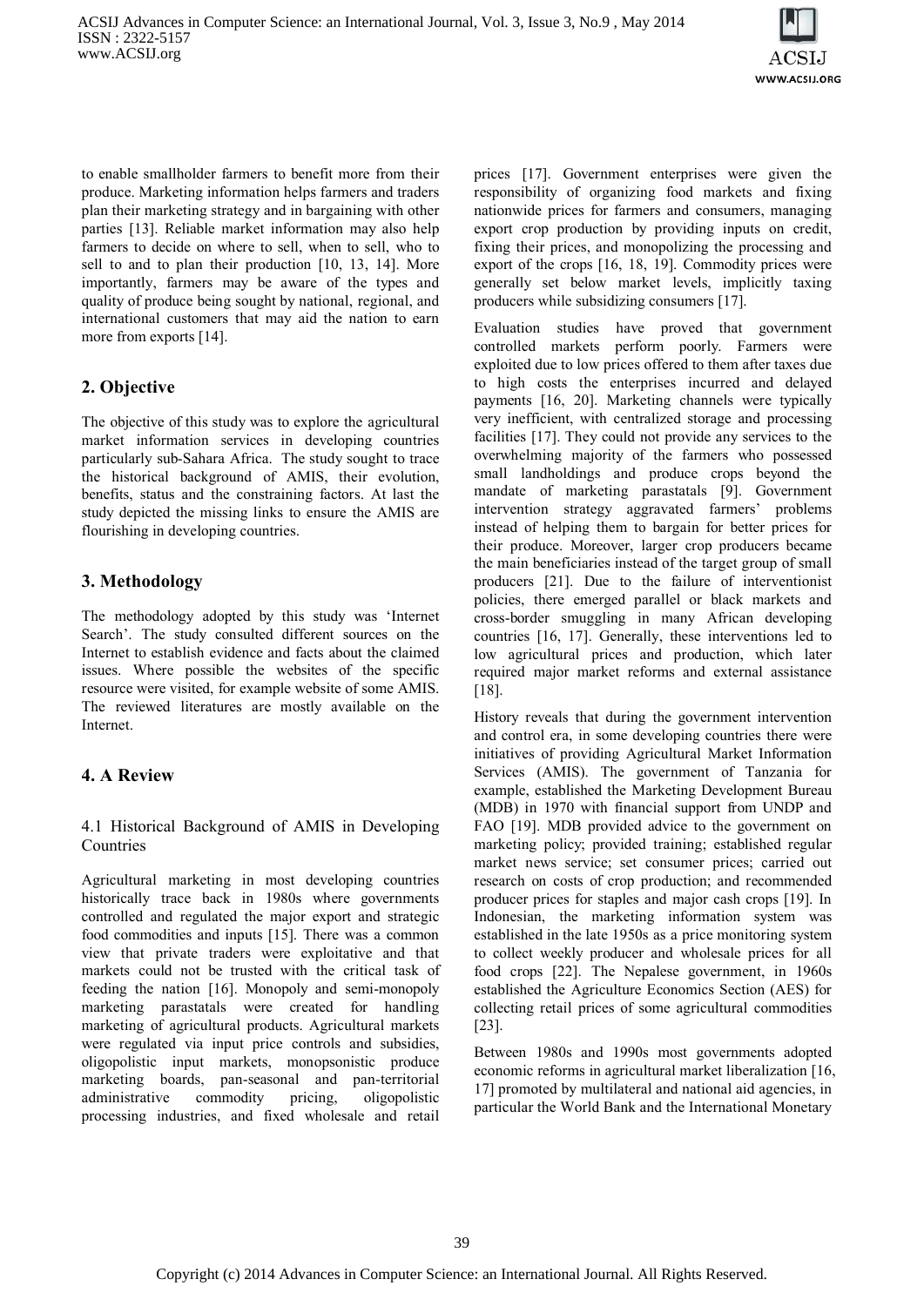to enable smallholder farmers to benefit more from their produce. Marketing information helps farmers and traders plan their marketing strategy and in bargaining with other parties [13]. Reliable market information may also help farmers to decide on where to sell, when to sell, who to sell to and to plan their production [10, 13, 14]. More importantly, farmers may be aware of the types and quality of produce being sought by national, regional, and international customers that may aid the nation to earn more from exports [14].

## 2. Objective

The objective of this study was to explore the agricultural market information services in developing countries particularly sub-Sahara Africa. The study sought to trace the historical background of AMIS, their evolution, benefits, status and the constraining factors. At last the study depicted the missing links to ensure the AMIS are flourishing in developing countries.

## 3. Methodology

The methodology adopted by this study was 'Internet Search'. The study consulted different sources on the Internet to establish evidence and facts about the claimed issues. Where possible the websites of the specific resource were visited, for example website of some AMIS. The reviewed literatures are mostly available on the Internet.

## 4. A Review

### 4.1 Historical Background of AMIS in Developing Countries

Agricultural marketing in most developing countries historically trace back in 1980s where governments controlled and regulated the major export and strategic food commodities and inputs [15]. There was a common view that private traders were exploitative and that markets could not be trusted with the critical task of feeding the nation [16]. Monopoly and semi-monopoly marketing parastatals were created for handling marketing of agricultural products. Agricultural markets were regulated via input price controls and subsidies, oligopolistic input markets, monopsonistic produce marketing boards, pan-seasonal and pan-territorial administrative commodity pricing, oligopolistic processing industries, and fixed wholesale and retail prices [17]. Government enterprises were given the responsibility of organizing food markets and fixing nationwide prices for farmers and consumers, managing export crop production by providing inputs on credit, fixing their prices, and monopolizing the processing and export of the crops [16, 18, 19]. Commodity prices were generally set below market levels, implicitly taxing producers while subsidizing consumers [17].

Evaluation studies have proved that government controlled markets perform poorly. Farmers were exploited due to low prices offered to them after taxes due to high costs the enterprises incurred and delayed payments [16, 20]. Marketing channels were typically very inefficient, with centralized storage and processing facilities [17]. They could not provide any services to the overwhelming majority of the farmers who possessed small landholdings and produce crops beyond the mandate of marketing parastatals [9]. Government intervention strategy aggravated farmers' problems instead of helping them to bargain for better prices for their produce. Moreover, larger crop producers became the main beneficiaries instead of the target group of small producers [21]. Due to the failure of interventionist policies, there emerged parallel or black markets and cross-border smuggling in many African developing countries [16, 17]. Generally, these interventions led to low agricultural prices and production, which later required major market reforms and external assistance [18].

History reveals that during the government intervention and control era, in some developing countries there were initiatives of providing Agricultural Market Information Services (AMIS). The government of Tanzania for example, established the Marketing Development Bureau (MDB) in 1970 with financial support from UNDP and FAO [19]. MDB provided advice to the government on marketing policy; provided training; established regular market news service; set consumer prices; carried out research on costs of crop production; and recommended producer prices for staples and major cash crops [19]. In Indonesian, the marketing information system was established in the late 1950s as a price monitoring system to collect weekly producer and wholesale prices for all food crops [22]. The Nepalese government, in 1960s established the Agriculture Economics Section (AES) for collecting retail prices of some agricultural commodities [23].

Between 1980s and 1990s most governments adopted economic reforms in agricultural market liberalization [16, 17] promoted by multilateral and national aid agencies, in particular the World Bank and the International Monetary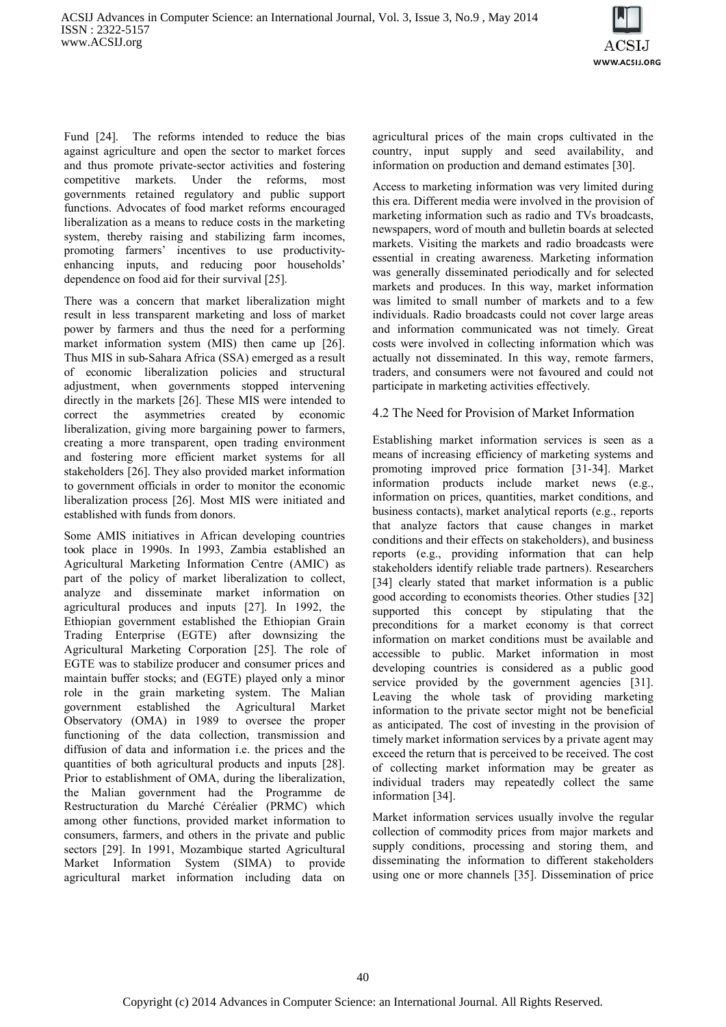Fund [24]. The reforms intended to reduce the bias against agriculture and open the sector to market forces and thus promote private-sector activities and fostering competitive markets. Under the reforms, most governments retained regulatory and public support functions. Advocates of food market reforms encouraged liberalization as a means to reduce costs in the marketing system, thereby raising and stabilizing farm incomes, promoting farmers' incentives to use productivity-enhancing inputs, and reducing poor households' dependence on food aid for their survival [25].

There was a concern that market liberalization might result in less transparent marketing and loss of market power by farmers and thus the need for a performing market information system (MIS) then came up [26]. Thus MIS in sub-Sahara Africa (SSA) emerged as a result of economic liberalization policies and structural adjustment, when governments stopped intervening directly in the markets [26]. These MIS were intended to correct the asymmetries created by economic liberalization, giving more bargaining power to farmers, creating a more transparent, open trading environment and fostering more efficient market systems for all stakeholders [26]. They also provided market information to government officials in order to monitor the economic liberalization process [26]. Most MIS were initiated and established with funds from donors.

Some AMIS initiatives in African developing countries took place in 1990s. In 1993, Zambia established an Agricultural Marketing Information Centre (AMIC) as part of the policy of market liberalization to collect, analyze and disseminate market information on agricultural produces and inputs [27]. In 1992, the Ethiopian government established the Ethiopian Grain Trading Enterprise (EGTE) after downsizing the Agricultural Marketing Corporation [25]. The role of EGTE was to stabilize producer and consumer prices and maintain buffer stocks; and (EGTE) played only a minor role in the grain marketing system. The Malian government established the Agricultural Market Observatory (OMA) in 1989 to oversee the proper functioning of the data collection, transmission and diffusion of data and information i.e. the prices and the quantities of both agricultural products and inputs [28]. Prior to establishment of OMA, during the liberalization, the Malian government had the Programme de Restructuration du Marché Céréalier (PRMC) which among other functions, provided market information to consumers, farmers, and others in the private and public sectors [29]. In 1991, Mozambique started Agricultural Market Information System (SIMA) to provide agricultural market information including data on agricultural prices of the main crops cultivated in the country, input supply and seed availability, and information on production and demand estimates [30].

Access to marketing information was very limited during this era. Different media were involved in the provision of marketing information such as radio and TVs broadcasts, newspapers, word of mouth and bulletin boards at selected markets. Visiting the markets and radio broadcasts were essential in creating awareness. Marketing information was generally disseminated periodically and for selected markets and produces. In this way, market information was limited to small number of markets and to a few individuals. Radio broadcasts could not cover large areas and information communicated was not timely. Great costs were involved in collecting information which was actually not disseminated. In this way, remote farmers, traders, and consumers were not favoured and could not participate in marketing activities effectively.

## 4.2 The Need for Provision of Market Information

Establishing market information services is seen as a means of increasing efficiency of marketing systems and promoting improved price formation [31-34]. Market information products include market news (e.g., information on prices, quantities, market conditions, and business contacts), market analytical reports (e.g., reports that analyze factors that cause changes in market conditions and their effects on stakeholders), and business reports (e.g., providing information that can help stakeholders identify reliable trade partners). Researchers [34] clearly stated that market information is a public good according to economists theories. Other studies [32] supported this concept by stipulating that the preconditions for a market economy is that correct information on market conditions must be available and accessible to public. Market information in most developing countries is considered as a public good service provided by the government agencies [31]. Leaving the whole task of providing marketing information to the private sector might not be beneficial as anticipated. The cost of investing in the provision of timely market information services by a private agent may exceed the return that is perceived to be received. The cost of collecting market information may be greater as individual traders may repeatedly collect the same information [34].

Market information services usually involve the regular collection of commodity prices from major markets and supply conditions, processing and storing them, and disseminating the information to different stakeholders using one or more channels [35]. Dissemination of price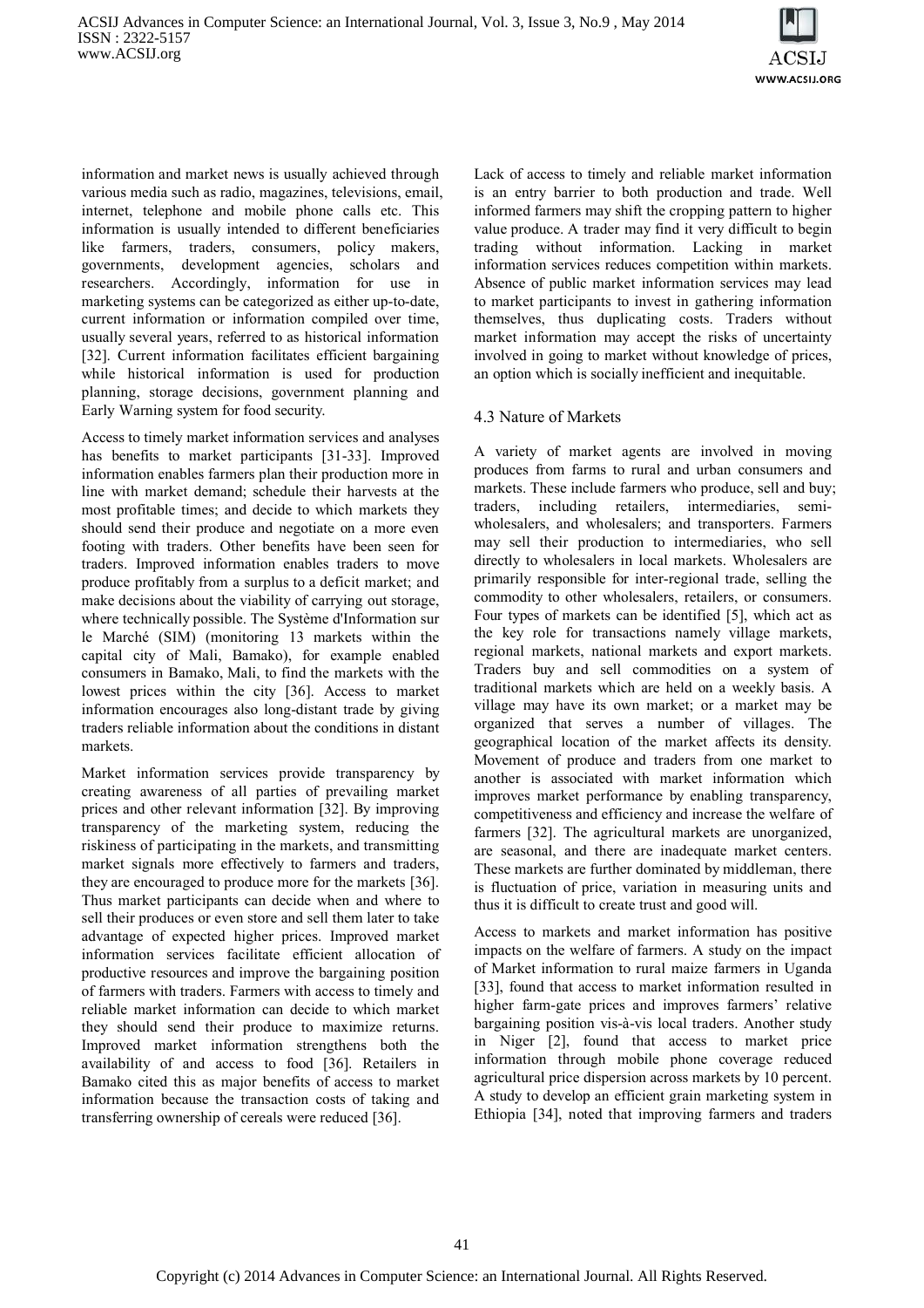information and market news is usually achieved through various media such as radio, magazines, televisions, email, internet, telephone and mobile phone calls etc. This information is usually intended to different beneficiaries like farmers, traders, consumers, policy makers, governments, development agencies, scholars and researchers. Accordingly, information for use in marketing systems can be categorized as either up-to-date, current information or information compiled over time, usually several years, referred to as historical information [32]. Current information facilitates efficient bargaining while historical information is used for production planning, storage decisions, government planning and Early Warning system for food security.

Access to timely market information services and analyses has benefits to market participants [31-33]. Improved information enables farmers plan their production more in line with market demand; schedule their harvests at the most profitable times; and decide to which markets they should send their produce and negotiate on a more even footing with traders. Other benefits have been seen for traders. Improved information enables traders to move produce profitably from a surplus to a deficit market; and make decisions about the viability of carrying out storage, where technically possible. The Système d'Information sur le Marché (SIM) (monitoring 13 markets within the capital city of Mali, Bamako), for example enabled consumers in Bamako, Mali, to find the markets with the lowest prices within the city [36]. Access to market information encourages also long-distant trade by giving traders reliable information about the conditions in distant markets.

Market information services provide transparency by creating awareness of all parties of prevailing market prices and other relevant information [32]. By improving transparency of the marketing system, reducing the riskiness of participating in the markets, and transmitting market signals more effectively to farmers and traders, they are encouraged to produce more for the markets [36]. Thus market participants can decide when and where to sell their produces or even store and sell them later to take advantage of expected higher prices. Improved market information services facilitate efficient allocation of productive resources and improve the bargaining position of farmers with traders. Farmers with access to timely and reliable market information can decide to which market they should send their produce to maximize returns. Improved market information strengthens both the availability of and access to food [36]. Retailers in Bamako cited this as major benefits of access to market information because the transaction costs of taking and transferring ownership of cereals were reduced [36].

Lack of access to timely and reliable market information is an entry barrier to both production and trade. Well informed farmers may shift the cropping pattern to higher value produce. A trader may find it very difficult to begin trading without information. Lacking in market information services reduces competition within markets. Absence of public market information services may lead to market participants to invest in gathering information themselves, thus duplicating costs. Traders without market information may accept the risks of uncertainty involved in going to market without knowledge of prices, an option which is socially inefficient and inequitable.

## 4.3 Nature of Markets

A variety of market agents are involved in moving produces from farms to rural and urban consumers and markets. These include farmers who produce, sell and buy; traders, including retailers, intermediaries, semi-wholesalers, and wholesalers; and transporters. Farmers may sell their production to intermediaries, who sell directly to wholesalers in local markets. Wholesalers are primarily responsible for inter-regional trade, selling the commodity to other wholesalers, retailers, or consumers. Four types of markets can be identified [5], which act as the key role for transactions namely village markets, regional markets, national markets and export markets. Traders buy and sell commodities on a system of traditional markets which are held on a weekly basis. A village may have its own market; or a market may be organized that serves a number of villages. The geographical location of the market affects its density. Movement of produce and traders from one market to another is associated with market information which improves market performance by enabling transparency, competitiveness and efficiency and increase the welfare of farmers [32]. The agricultural markets are unorganized, are seasonal, and there are inadequate market centers. These markets are further dominated by middleman, there is fluctuation of price, variation in measuring units and thus it is difficult to create trust and good will.

Access to markets and market information has positive impacts on the welfare of farmers. A study on the impact of Market information to rural maize farmers in Uganda [33], found that access to market information resulted in higher farm-gate prices and improves farmers' relative bargaining position vis-à-vis local traders. Another study in Niger [2], found that access to market price information through mobile phone coverage reduced agricultural price dispersion across markets by 10 percent. A study to develop an efficient grain marketing system in Ethiopia [34], noted that improving farmers and traders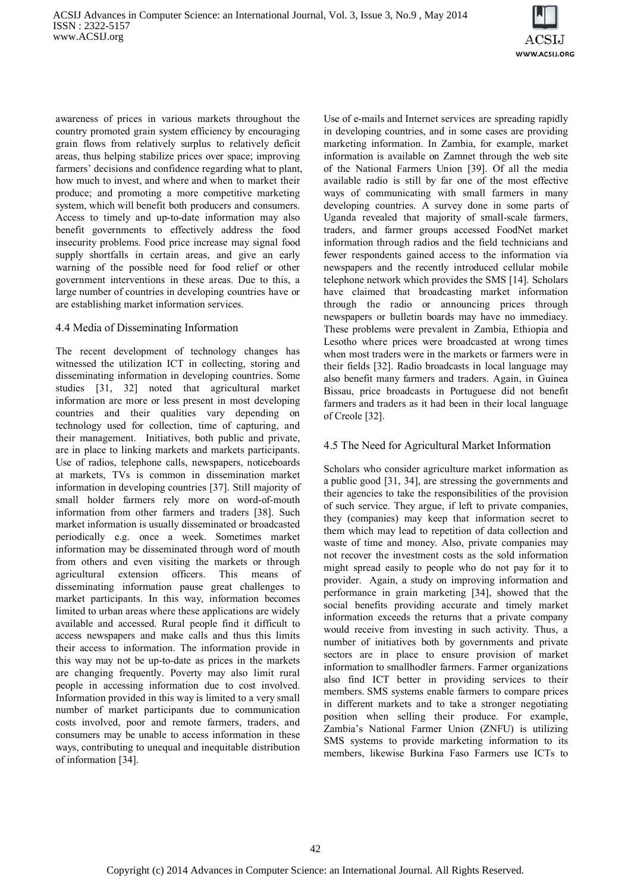awareness of prices in various markets throughout the country promoted grain system efficiency by encouraging grain flows from relatively surplus to relatively deficit areas, thus helping stabilize prices over space; improving farmers' decisions and confidence regarding what to plant, how much to invest, and where and when to market their produce; and promoting a more competitive marketing system, which will benefit both producers and consumers. Access to timely and up-to-date information may also benefit governments to effectively address the food insecurity problems. Food price increase may signal food supply shortfalls in certain areas, and give an early warning of the possible need for food relief or other government interventions in these areas. Due to this, a large number of countries in developing countries have or are establishing market information services.

## 4.4 Media of Disseminating Information

The recent development of technology changes has witnessed the utilization ICT in collecting, storing and disseminating information in developing countries. Some studies [31, 32] noted that agricultural market information are more or less present in most developing countries and their qualities vary depending on technology used for collection, time of capturing, and their management. Initiatives, both public and private, are in place to linking markets and markets participants. Use of radios, telephone calls, newspapers, noticeboards at markets, TVs is common in dissemination market information in developing countries [37]. Still majority of small holder farmers rely more on word-of-mouth information from other farmers and traders [38]. Such market information is usually disseminated or broadcasted periodically e.g. once a week. Sometimes market information may be disseminated through word of mouth from others and even visiting the markets or through agricultural extension officers. This means of disseminating information pause great challenges to market participants. In this way, information becomes limited to urban areas where these applications are widely available and accessed. Rural people find it difficult to access newspapers and make calls and thus this limits their access to information. The information provide in this way may not be up-to-date as prices in the markets are changing frequently. Poverty may also limit rural people in accessing information due to cost involved. Information provided in this way is limited to a very small number of market participants due to communication costs involved, poor and remote farmers, traders, and consumers may be unable to access information in these ways, contributing to unequal and inequitable distribution of information [34].

Use of e-mails and Internet services are spreading rapidly in developing countries, and in some cases are providing marketing information. In Zambia, for example, market information is available on Zamnet through the web site of the National Farmers Union [39]. Of all the media available radio is still by far one of the most effective ways of communicating with small farmers in many developing countries. A survey done in some parts of Uganda revealed that majority of small-scale farmers, traders, and farmer groups accessed FoodNet market information through radios and the field technicians and fewer respondents gained access to the information via newspapers and the recently introduced cellular mobile telephone network which provides the SMS [14]. Scholars have claimed that broadcasting market information through the radio or announcing prices through newspapers or bulletin boards may have no immediacy. These problems were prevalent in Zambia, Ethiopia and Lesotho where prices were broadcasted at wrong times when most traders were in the markets or farmers were in their fields [32]. Radio broadcasts in local language may also benefit many farmers and traders. Again, in Guinea Bissau, price broadcasts in Portuguese did not benefit farmers and traders as it had been in their local language of Creole [32].

## 4.5 The Need for Agricultural Market Information

Scholars who consider agriculture market information as a public good [31, 34], are stressing the governments and their agencies to take the responsibilities of the provision of such service. They argue, if left to private companies, they (companies) may keep that information secret to them which may lead to repetition of data collection and waste of time and money. Also, private companies may not recover the investment costs as the sold information might spread easily to people who do not pay for it to provider. Again, a study on improving information and performance in grain marketing [34], showed that the social benefits providing accurate and timely market information exceeds the returns that a private company would receive from investing in such activity. Thus, a number of initiatives both by governments and private sectors are in place to ensure provision of market information to smallhodler farmers. Farmer organizations also find ICT better in providing services to their members. SMS systems enable farmers to compare prices in different markets and to take a stronger negotiating position when selling their produce. For example, Zambia's National Farmer Union (ZNFU) is utilizing SMS systems to provide marketing information to its members, likewise Burkina Faso Farmers use ICTs to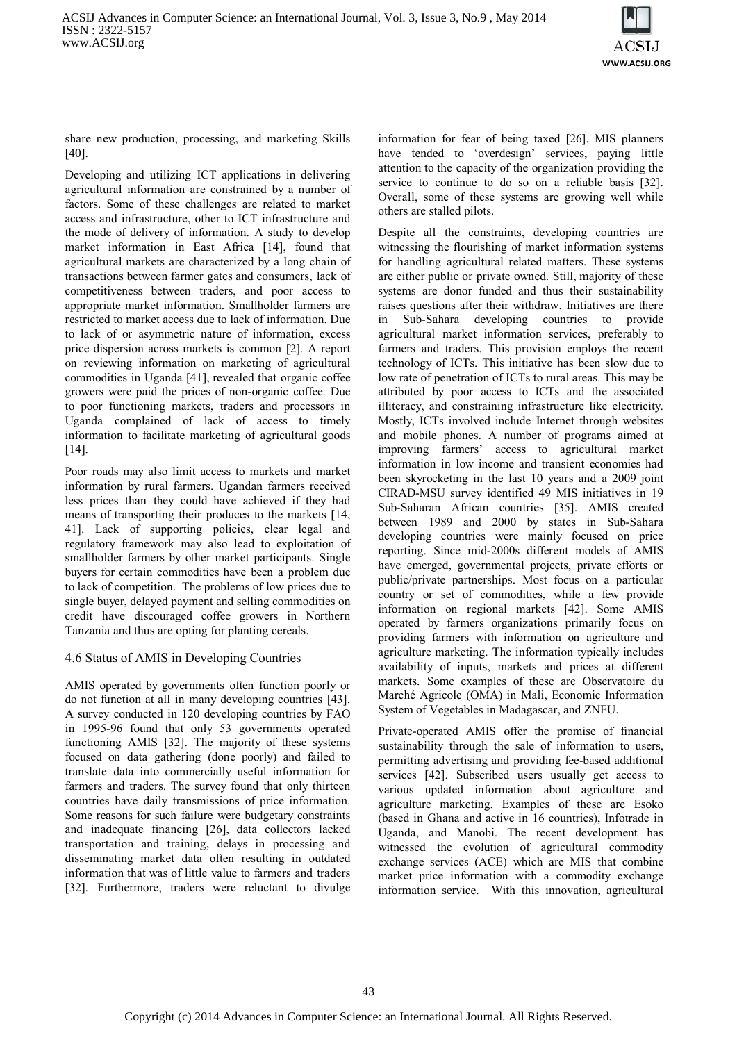share new production, processing, and marketing Skills [40].

Developing and utilizing ICT applications in delivering agricultural information are constrained by a number of factors. Some of these challenges are related to market access and infrastructure, other to ICT infrastructure and the mode of delivery of information. A study to develop market information in East Africa [14], found that agricultural markets are characterized by a long chain of transactions between farmer gates and consumers, lack of competitiveness between traders, and poor access to appropriate market information. Smallholder farmers are restricted to market access due to lack of information. Due to lack of or asymmetric nature of information, excess price dispersion across markets is common [2]. A report on reviewing information on marketing of agricultural commodities in Uganda [41], revealed that organic coffee growers were paid the prices of non-organic coffee. Due to poor functioning markets, traders and processors in Uganda complained of lack of access to timely information to facilitate marketing of agricultural goods [14].

Poor roads may also limit access to markets and market information by rural farmers. Ugandan farmers received less prices than they could have achieved if they had means of transporting their produces to the markets [14, 41]. Lack of supporting policies, clear legal and regulatory framework may also lead to exploitation of smallholder farmers by other market participants. Single buyers for certain commodities have been a problem due to lack of competition. The problems of low prices due to single buyer, delayed payment and selling commodities on credit have discouraged coffee growers in Northern Tanzania and thus are opting for planting cereals.

## 4.6 Status of AMIS in Developing Countries

AMIS operated by governments often function poorly or do not function at all in many developing countries [43]. A survey conducted in 120 developing countries by FAO in 1995-96 found that only 53 governments operated functioning AMIS [32]. The majority of these systems focused on data gathering (done poorly) and failed to translate data into commercially useful information for farmers and traders. The survey found that only thirteen countries have daily transmissions of price information. Some reasons for such failure were budgetary constraints and inadequate financing [26], data collectors lacked transportation and training, delays in processing and disseminating market data often resulting in outdated information that was of little value to farmers and traders [32]. Furthermore, traders were reluctant to divulge information for fear of being taxed [26]. MIS planners have tended to 'overdesign' services, paying little attention to the capacity of the organization providing the service to continue to do so on a reliable basis [32]. Overall, some of these systems are growing well while others are stalled pilots.

Despite all the constraints, developing countries are witnessing the flourishing of market information systems for handling agricultural related matters. These systems are either public or private owned. Still, majority of these systems are donor funded and thus their sustainability raises questions after their withdraw. Initiatives are there in Sub-Sahara developing countries to provide agricultural market information services, preferably to farmers and traders. This provision employs the recent technology of ICTs. This initiative has been slow due to low rate of penetration of ICTs to rural areas. This may be attributed by poor access to ICTs and the associated illiteracy, and constraining infrastructure like electricity. Mostly, ICTs involved include Internet through websites and mobile phones. A number of programs aimed at improving farmers' access to agricultural market information in low income and transient economies had been skyrocketing in the last 10 years and a 2009 joint CIRAD-MSU survey identified 49 MIS initiatives in 19 Sub-Saharan African countries [35]. AMIS created between 1989 and 2000 by states in Sub-Sahara developing countries were mainly focused on price reporting. Since mid-2000s different models of AMIS have emerged, governmental projects, private efforts or public/private partnerships. Most focus on a particular country or set of commodities, while a few provide information on regional markets [42]. Some AMIS operated by farmers organizations primarily focus on providing farmers with information on agriculture and agriculture marketing. The information typically includes availability of inputs, markets and prices at different markets. Some examples of these are Observatoire du Marché Agricole (OMA) in Mali, Economic Information System of Vegetables in Madagascar, and ZNFU.

Private-operated AMIS offer the promise of financial sustainability through the sale of information to users, permitting advertising and providing fee-based additional services [42]. Subscribed users usually get access to various updated information about agriculture and agriculture marketing. Examples of these are Esoko (based in Ghana and active in 16 countries), Infotrade in Uganda, and Manobi. The recent development has witnessed the evolution of agricultural commodity exchange services (ACE) which are MIS that combine market price information with a commodity exchange information service. With this innovation, agricultural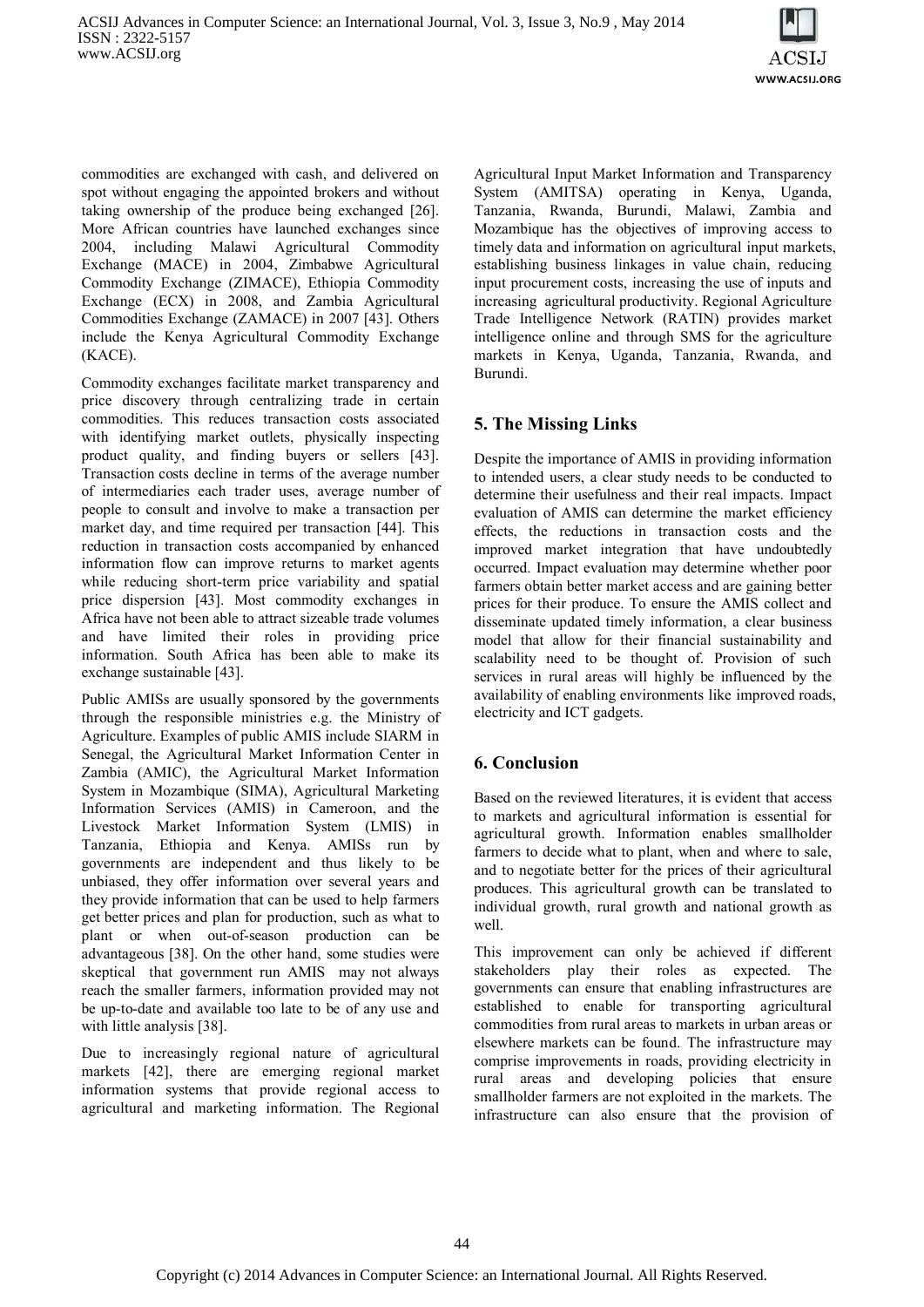commodities are exchanged with cash, and delivered on spot without engaging the appointed brokers and without taking ownership of the produce being exchanged [26]. More African countries have launched exchanges since 2004, including Malawi Agricultural Commodity Exchange (MACE) in 2004, Zimbabwe Agricultural Commodity Exchange (ZIMACE), Ethiopia Commodity Exchange (ECX) in 2008, and Zambia Agricultural Commodities Exchange (ZAMACE) in 2007 [43]. Others include the Kenya Agricultural Commodity Exchange (KACE).

Commodity exchanges facilitate market transparency and price discovery through centralizing trade in certain commodities. This reduces transaction costs associated with identifying market outlets, physically inspecting product quality, and finding buyers or sellers [43]. Transaction costs decline in terms of the average number of intermediaries each trader uses, average number of people to consult and involve to make a transaction per market day, and time required per transaction [44]. This reduction in transaction costs accompanied by enhanced information flow can improve returns to market agents while reducing short-term price variability and spatial price dispersion [43]. Most commodity exchanges in Africa have not been able to attract sizeable trade volumes and have limited their roles in providing price information. South Africa has been able to make its exchange sustainable [43].

Public AMISs are usually sponsored by the governments through the responsible ministries e.g. the Ministry of Agriculture. Examples of public AMIS include SIARM in Senegal, the Agricultural Market Information Center in Zambia (AMIC), the Agricultural Market Information System in Mozambique (SIMA), Agricultural Marketing Information Services (AMIS) in Cameroon, and the Livestock Market Information System (LMIS) in Tanzania, Ethiopia and Kenya. AMISs run by governments are independent and thus likely to be unbiased, they offer information over several years and they provide information that can be used to help farmers get better prices and plan for production, such as what to plant or when out-of-season production can be advantageous [38]. On the other hand, some studies were skeptical that government run AMIS may not always reach the smaller farmers, information provided may not be up-to-date and available too late to be of any use and with little analysis [38].

Due to increasingly regional nature of agricultural markets [42], there are emerging regional market information systems that provide regional access to agricultural and marketing information. The Regional Agricultural Input Market Information and Transparency System (AMITSA) operating in Kenya, Uganda, Tanzania, Rwanda, Burundi, Malawi, Zambia and Mozambique has the objectives of improving access to timely data and information on agricultural input markets, establishing business linkages in value chain, reducing input procurement costs, increasing the use of inputs and increasing agricultural productivity. Regional Agriculture Trade Intelligence Network (RATIN) provides market intelligence online and through SMS for the agriculture markets in Kenya, Uganda, Tanzania, Rwanda, and Burundi.

## 5. The Missing Links

Despite the importance of AMIS in providing information to intended users, a clear study needs to be conducted to determine their usefulness and their real impacts. Impact evaluation of AMIS can determine the market efficiency effects, the reductions in transaction costs and the improved market integration that have undoubtedly occurred. Impact evaluation may determine whether poor farmers obtain better market access and are gaining better prices for their produce. To ensure the AMIS collect and disseminate updated timely information, a clear business model that allow for their financial sustainability and scalability need to be thought of. Provision of such services in rural areas will highly be influenced by the availability of enabling environments like improved roads, electricity and ICT gadgets.

## 6. Conclusion

Based on the reviewed literatures, it is evident that access to markets and agricultural information is essential for agricultural growth. Information enables smallholder farmers to decide what to plant, when and where to sale, and to negotiate better for the prices of their agricultural produces. This agricultural growth can be translated to individual growth, rural growth and national growth as well.

This improvement can only be achieved if different stakeholders play their roles as expected. The governments can ensure that enabling infrastructures are established to enable for transporting agricultural commodities from rural areas to markets in urban areas or elsewhere markets can be found. The infrastructure may comprise improvements in roads, providing electricity in rural areas and developing policies that ensure smallholder farmers are not exploited in the markets. The infrastructure can also ensure that the provision of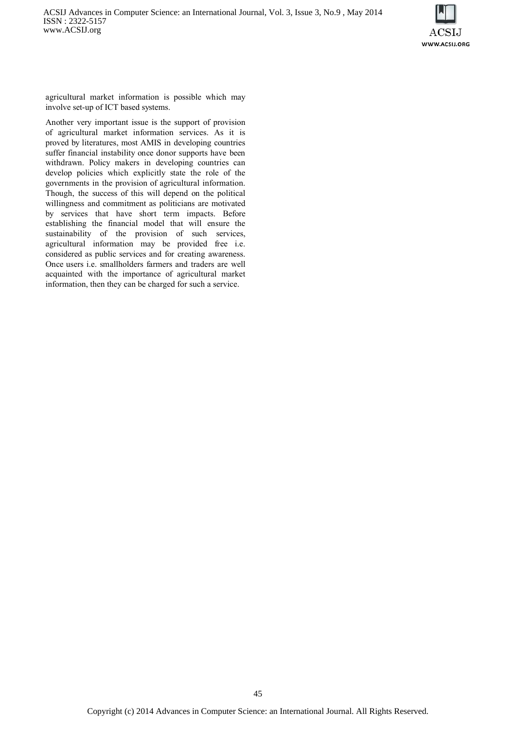agricultural market information is possible which may involve set-up of ICT based systems.

Another very important issue is the support of provision of agricultural market information services. As it is proved by literatures, most AMIS in developing countries suffer financial instability once donor supports have been withdrawn. Policy makers in developing countries can develop policies which explicitly state the role of the governments in the provision of agricultural information. Though, the success of this will depend on the political willingness and commitment as politicians are motivated by services that have short term impacts. Before establishing the financial model that will ensure the sustainability of the provision of such services, agricultural information may be provided free i.e. considered as public services and for creating awareness. Once users i.e. smallholders farmers and traders are well acquainted with the importance of agricultural market information, then they can be charged for such a service.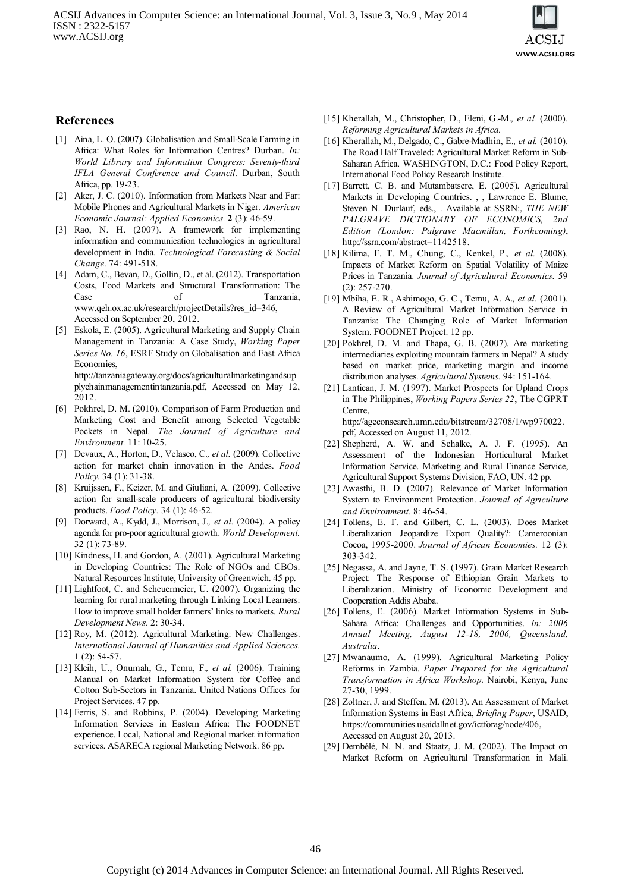## References

[1] Aina, L. O. (2007). Globalisation and Small-Scale Farming in Africa: What Roles for Information Centres? Durban. *In: World Library and Information Congress: Seventy-third IFLA General Conference and Council*. Durban, South Africa, pp. 19-23.

[2] Aker, J. C. (2010). Information from Markets Near and Far: Mobile Phones and Agricultural Markets in Niger. *American Economic Journal: Applied Economics.* **2** (3): 46-59.

[3] Rao, N. H. (2007). A framework for implementing information and communication technologies in agricultural development in India. *Technological Forecasting & Social Change.* 74: 491-518.

[4] Adam, C., Bevan, D., Gollin, D., et al. (2012). Transportation Costs, Food Markets and Structural Transformation: The Case of Tanzania, www.qeh.ox.ac.uk/research/projectDetails?res_id=346, Accessed on September 20, 2012.

[5] Eskola, E. (2005). Agricultural Marketing and Supply Chain Management in Tanzania: A Case Study, *Working Paper Series No. 16*, ESRF Study on Globalisation and East Africa Economies, http://tanzaniagateway.org/docs/agriculturalmarketingandsupplychainmanagementintanzania.pdf, Accessed on May 12, 2012.

[6] Pokhrel, D. M. (2010). Comparison of Farm Production and Marketing Cost and Benefit among Selected Vegetable Pockets in Nepal. *The Journal of Agriculture and Environment.* 11: 10-25.

[7] Devaux, A., Horton, D., Velasco, C.*, et al.* (2009). Collective action for market chain innovation in the Andes. *Food Policy.* 34 (1): 31-38.

[8] Kruijssen, F., Keizer, M. and Giuliani, A. (2009). Collective action for small-scale producers of agricultural biodiversity products. *Food Policy.* 34 (1): 46-52.

[9] Dorward, A., Kydd, J., Morrison, J.*, et al.* (2004). A policy agenda for pro-poor agricultural growth. *World Development.* 32 (1): 73-89.

[10] Kindness, H. and Gordon, A. (2001). Agricultural Marketing in Developing Countries: The Role of NGOs and CBOs. Natural Resources Institute, University of Greenwich. 45 pp.

[11] Lightfoot, C. and Scheuermeier, U. (2007). Organizing the learning for rural marketing through Linking Local Learners: How to improve small holder farmers' links to markets. *Rural Development News.* 2: 30-34.

[12] Roy, M. (2012). Agricultural Marketing: New Challenges. *International Journal of Humanities and Applied Sciences.* 1 (2): 54-57.

[13] Kleih, U., Onumah, G., Temu, F.*, et al.* (2006). Training Manual on Market Information System for Coffee and Cotton Sub-Sectors in Tanzania. United Nations Offices for Project Services. 47 pp.

[14] Ferris, S. and Robbins, P. (2004). Developing Marketing Information Services in Eastern Africa: The FOODNET experience. Local, National and Regional market information services. ASARECA regional Marketing Network. 86 pp.

[15] Kherallah, M., Christopher, D., Eleni, G.-M.*, et al.* (2000). *Reforming Agricultural Markets in Africa.*

[16] Kherallah, M., Delgado, C., Gabre-Madhin, E.*, et al.* (2010). The Road Half Traveled: Agricultural Market Reform in Sub-Saharan Africa. WASHINGTON, D.C.: Food Policy Report, International Food Policy Research Institute.

[17] Barrett, C. B. and Mutambatsere, E. (2005). Agricultural Markets in Developing Countries. , , Lawrence E. Blume, Steven N. Durlauf, eds., . Available at SSRN:, *THE NEW PALGRAVE DICTIONARY OF ECONOMICS, 2nd Edition (London: Palgrave Macmillan, Forthcoming)*, http://ssrn.com/abstract=1142518.

[18] Kilima, F. T. M., Chung, C., Kenkel, P.*, et al.* (2008). Impacts of Market Reform on Spatial Volatility of Maize Prices in Tanzania. *Journal of Agricultural Economics.* 59 (2): 257-270.

[19] Mbiha, E. R., Ashimogo, G. C., Temu, A. A.*, et al.* (2001). A Review of Agricultural Market Information Service in Tanzania: The Changing Role of Market Information System. FOODNET Project. 12 pp.

[20] Pokhrel, D. M. and Thapa, G. B. (2007). Are marketing intermediaries exploiting mountain farmers in Nepal? A study based on market price, marketing margin and income distribution analyses. *Agricultural Systems.* 94: 151-164.

[21] Lantican, J. M. (1997). Market Prospects for Upland Crops in The Philippines, *Working Papers Series 22*, The CGPRT Centre, http://ageconsearch.umn.edu/bitstream/32708/1/wp970022.pdf, Accessed on August 11, 2012.

[22] Shepherd, A. W. and Schalke, A. J. F. (1995). An Assessment of the Indonesian Horticultural Market Information Service. Marketing and Rural Finance Service, Agricultural Support Systems Division, FAO, UN. 42 pp.

[23] Awasthi, B. D. (2007). Relevance of Market Information System to Environment Protection. *Journal of Agriculture and Environment.* 8: 46-54.

[24] Tollens, E. F. and Gilbert, C. L. (2003). Does Market Liberalization Jeopardize Export Quality?: Cameroonian Cocoa, 1995-2000. *Journal of African Economies.* 12 (3): 303-342.

[25] Negassa, A. and Jayne, T. S. (1997). Grain Market Research Project: The Response of Ethiopian Grain Markets to Liberalization. Ministry of Economic Development and Cooperation Addis Ababa.

[26] Tollens, E. (2006). Market Information Systems in Sub-Sahara Africa: Challenges and Opportunities. *In: 2006 Annual Meeting, August 12-18, 2006, Queensland, Australia*.

[27] Mwanaumo, A. (1999). Agricultural Marketing Policy Reforms in Zambia. *Paper Prepared for the Agricultural Transformation in Africa Workshop.* Nairobi, Kenya, June 27-30, 1999.

[28] Zoltner, J. and Steffen, M. (2013). An Assessment of Market Information Systems in East Africa, *Briefing Paper*, USAID, https://communities.usaidallnet.gov/ictforag/node/406, Accessed on August 20, 2013.

[29] Dembélé, N. N. and Staatz, J. M. (2002). The Impact on Market Reform on Agricultural Transformation in Mali.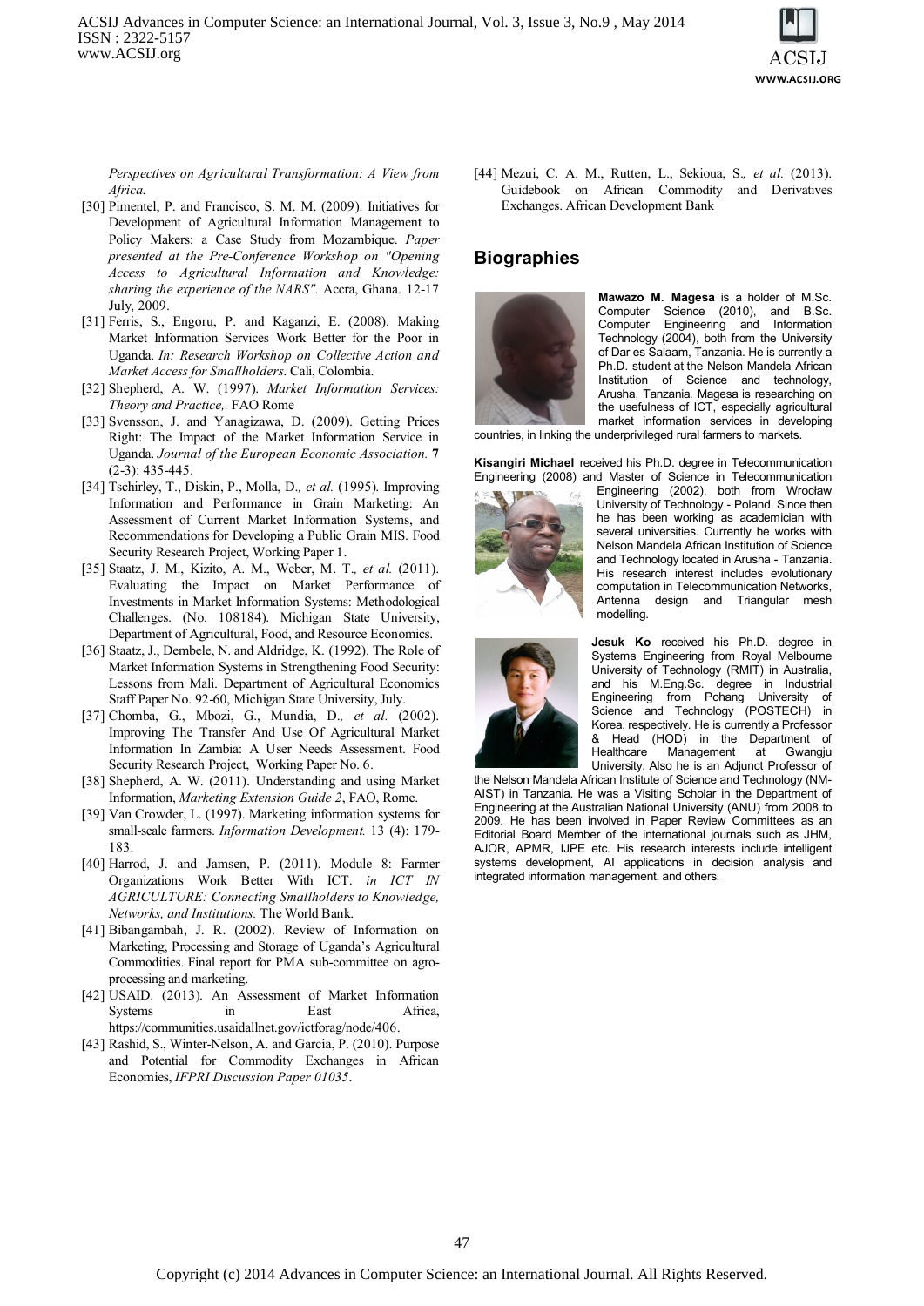*Perspectives on Agricultural Transformation: A View from Africa.*

[30] Pimentel, P. and Francisco, S. M. M. (2009). Initiatives for Development of Agricultural Information Management to Policy Makers: a Case Study from Mozambique. *Paper presented at the Pre-Conference Workshop on "Opening Access to Agricultural Information and Knowledge: sharing the experience of the NARS".* Accra, Ghana. 12-17 July, 2009.

[31] Ferris, S., Engoru, P. and Kaganzi, E. (2008). Making Market Information Services Work Better for the Poor in Uganda. *In: Research Workshop on Collective Action and Market Access for Smallholders*. Cali, Colombia.

[32] Shepherd, A. W. (1997). *Market Information Services: Theory and Practice,*. FAO Rome

[33] Svensson, J. and Yanagizawa, D. (2009). Getting Prices Right: The Impact of the Market Information Service in Uganda. *Journal of the European Economic Association.* **7** (2-3): 435-445.

[34] Tschirley, T., Diskin, P., Molla, D.*, et al.* (1995). Improving Information and Performance in Grain Marketing: An Assessment of Current Market Information Systems, and Recommendations for Developing a Public Grain MIS. Food Security Research Project, Working Paper 1.

[35] Staatz, J. M., Kizito, A. M., Weber, M. T.*, et al.* (2011). Evaluating the Impact on Market Performance of Investments in Market Information Systems: Methodological Challenges. (No. 108184). Michigan State University, Department of Agricultural, Food, and Resource Economics.

[36] Staatz, J., Dembele, N. and Aldridge, K. (1992). The Role of Market Information Systems in Strengthening Food Security: Lessons from Mali. Department of Agricultural Economics Staff Paper No. 92-60, Michigan State University, July.

[37] Chomba, G., Mbozi, G., Mundia, D.*, et al.* (2002). Improving The Transfer And Use Of Agricultural Market Information In Zambia: A User Needs Assessment. Food Security Research Project, Working Paper No. 6.

[38] Shepherd, A. W. (2011). Understanding and using Market Information, *Marketing Extension Guide 2*, FAO, Rome.

[39] Van Crowder, L. (1997). Marketing information systems for small-scale farmers. *Information Development.* 13 (4): 179-183.

[40] Harrod, J. and Jamsen, P. (2011). Module 8: Farmer Organizations Work Better With ICT. *in ICT IN AGRICULTURE: Connecting Smallholders to Knowledge, Networks, and Institutions.* The World Bank.

[41] Bibangambah, J. R. (2002). Review of Information on Marketing, Processing and Storage of Uganda's Agricultural Commodities. Final report for PMA sub-committee on agro-processing and marketing.

[42] USAID. (2013). An Assessment of Market Information Systems in East Africa, https://communities.usaidallnet.gov/ictforag/node/406.

[43] Rashid, S., Winter-Nelson, A. and Garcia, P. (2010). Purpose and Potential for Commodity Exchanges in African Economies, *IFPRI Discussion Paper 01035*.

[44] Mezui, C. A. M., Rutten, L., Sekioua, S.*, et al.* (2013). Guidebook on African Commodity and Derivatives Exchanges. African Development Bank

## Biographies

**Mawazo M. Magesa** is a holder of M.Sc. Computer Science (2010), and B.Sc. Computer Engineering and Information Technology (2004), both from the University of Dar es Salaam, Tanzania. He is currently a Ph.D. student at the Nelson Mandela African Institution of Science and technology, Arusha, Tanzania. Magesa is researching on the usefulness of ICT, especially agricultural market information services in developing countries, in linking the underprivileged rural farmers to markets.

**Kisangiri Michael** received his Ph.D. degree in Telecommunication Engineering (2008) and Master of Science in Telecommunication Engineering (2002), both from Wrocław University of Technology - Poland. Since then he has been working as academician with several universities. Currently he works with Nelson Mandela African Institution of Science and Technology located in Arusha - Tanzania. His research interest includes evolutionary computation in Telecommunication Networks, Antenna design and Triangular mesh modelling.

**Jesuk Ko** received his Ph.D. degree in Systems Engineering from Royal Melbourne University of Technology (RMIT) in Australia, and his M.Eng.Sc. degree in Industrial Engineering from Pohang University of Science and Technology (POSTECH) in Korea, respectively. He is currently a Professor & Head (HOD) in the Department of Healthcare Management at Gwangju University. Also he is an Adjunct Professor of the Nelson Mandela African Institute of Science and Technology (NM-AIST) in Tanzania. He was a Visiting Scholar in the Department of Engineering at the Australian National University (ANU) from 2008 to 2009. He has been involved in Paper Review Committees as an Editorial Board Member of the international journals such as JHM, AJOR, APMR, IJPE etc. His research interests include intelligent systems development, AI applications in decision analysis and integrated information management, and others.